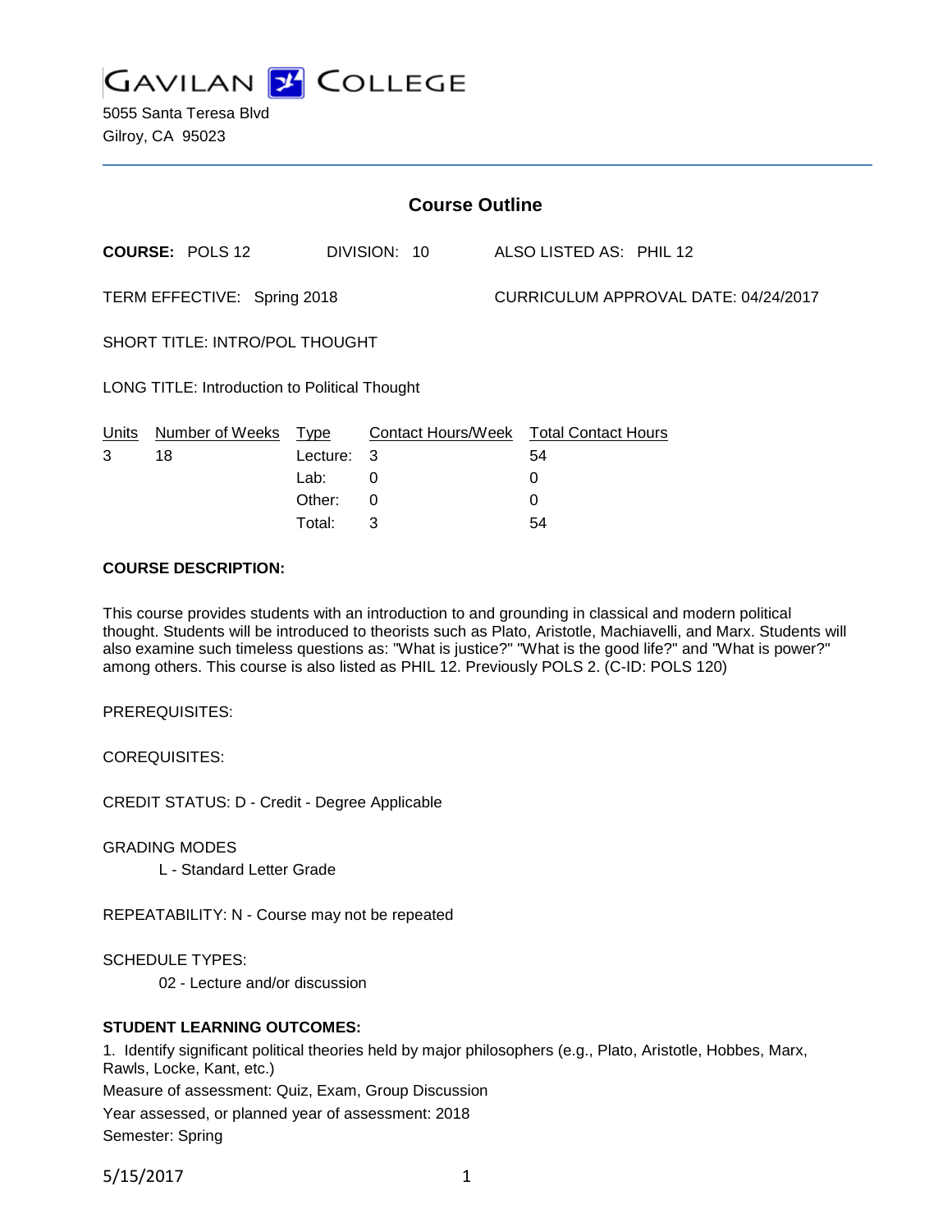# GAVILAN COLLEGE

5055 Santa Teresa Blvd
Gilroy, CA 95023

## Course Outline

**COURSE:** POLS 12 DIVISION: 10 ALSO LISTED AS: PHIL 12

TERM EFFECTIVE: Spring 2018 CURRICULUM APPROVAL DATE: 04/24/2017

SHORT TITLE: INTRO/POL THOUGHT

LONG TITLE: Introduction to Political Thought

| Units | Number of Weeks | Type | Contact Hours/Week | Total Contact Hours |
|---|---|---|---|---|
| 3 | 18 | Lecture: | 3 | 54 |
| | | Lab: | 0 | 0 |
| | | Other: | 0 | 0 |
| | | Total: | 3 | 54 |

**COURSE DESCRIPTION:**

This course provides students with an introduction to and grounding in classical and modern political thought. Students will be introduced to theorists such as Plato, Aristotle, Machiavelli, and Marx. Students will also examine such timeless questions as: "What is justice?" "What is the good life?" and "What is power?" among others. This course is also listed as PHIL 12. Previously POLS 2. (C-ID: POLS 120)

PREREQUISITES:

COREQUISITES:

CREDIT STATUS: D - Credit - Degree Applicable

GRADING MODES

L - Standard Letter Grade

REPEATABILITY: N - Course may not be repeated

SCHEDULE TYPES:

02 - Lecture and/or discussion

**STUDENT LEARNING OUTCOMES:**

1. Identify significant political theories held by major philosophers (e.g., Plato, Aristotle, Hobbes, Marx, Rawls, Locke, Kant, etc.)

Measure of assessment: Quiz, Exam, Group Discussion

Year assessed, or planned year of assessment: 2018

Semester: Spring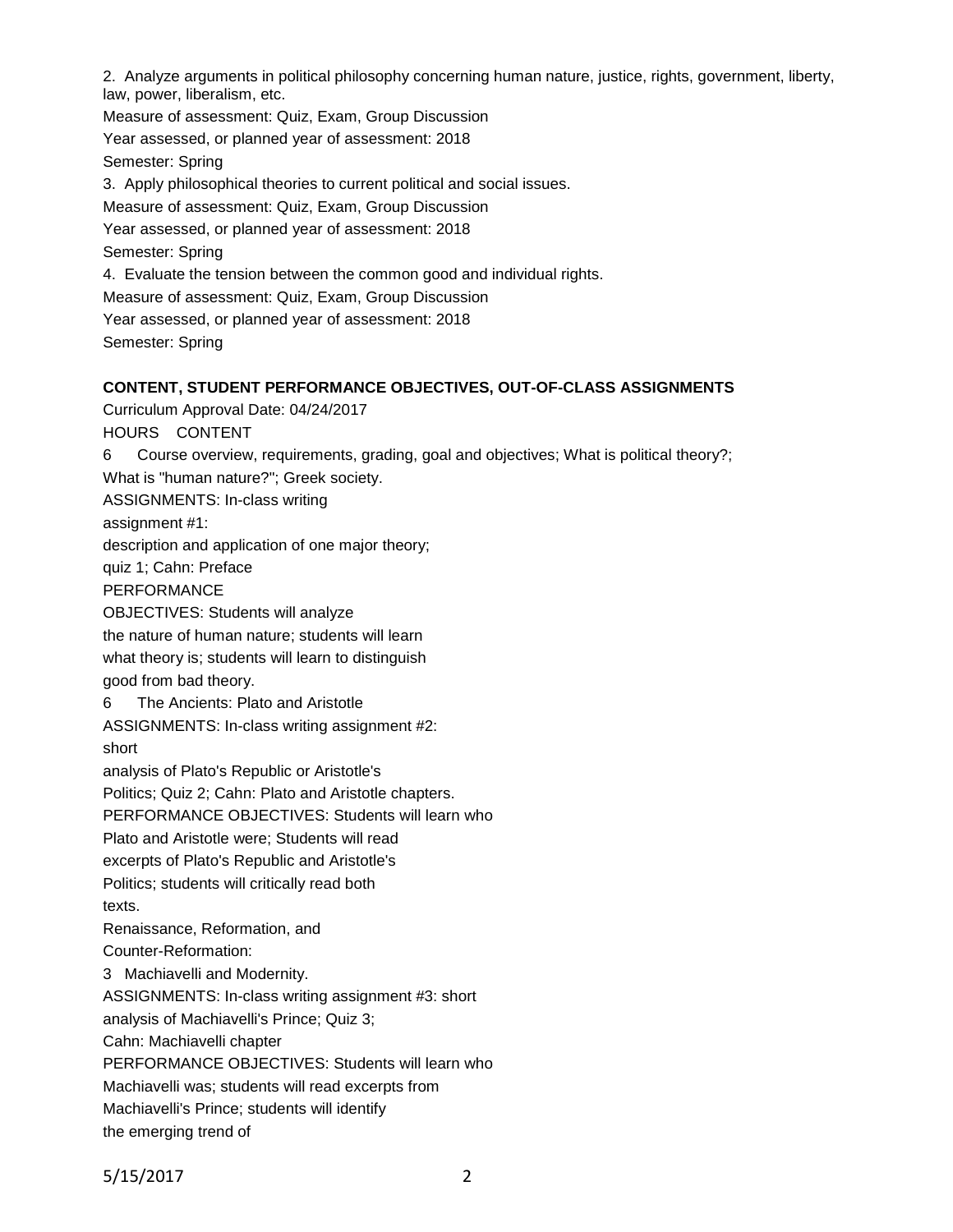2. Analyze arguments in political philosophy concerning human nature, justice, rights, government, liberty, law, power, liberalism, etc.
Measure of assessment: Quiz, Exam, Group Discussion
Year assessed, or planned year of assessment: 2018
Semester: Spring

3. Apply philosophical theories to current political and social issues.
Measure of assessment: Quiz, Exam, Group Discussion
Year assessed, or planned year of assessment: 2018
Semester: Spring

4. Evaluate the tension between the common good and individual rights.
Measure of assessment: Quiz, Exam, Group Discussion
Year assessed, or planned year of assessment: 2018
Semester: Spring

**CONTENT, STUDENT PERFORMANCE OBJECTIVES, OUT-OF-CLASS ASSIGNMENTS**

Curriculum Approval Date: 04/24/2017

HOURS CONTENT

6 Course overview, requirements, grading, goal and objectives; What is political theory?; What is "human nature?"; Greek society.
ASSIGNMENTS: In-class writing assignment #1:
description and application of one major theory;
quiz 1; Cahn: Preface
PERFORMANCE OBJECTIVES: Students will analyze the nature of human nature; students will learn what theory is; students will learn to distinguish good from bad theory.

6 The Ancients: Plato and Aristotle
ASSIGNMENTS: In-class writing assignment #2: short analysis of Plato's Republic or Aristotle's Politics; Quiz 2; Cahn: Plato and Aristotle chapters.
PERFORMANCE OBJECTIVES: Students will learn who Plato and Aristotle were; Students will read excerpts of Plato's Republic and Aristotle's Politics; students will critically read both texts.

Renaissance, Reformation, and Counter-Reformation:

3 Machiavelli and Modernity.
ASSIGNMENTS: In-class writing assignment #3: short analysis of Machiavelli's Prince; Quiz 3; Cahn: Machiavelli chapter
PERFORMANCE OBJECTIVES: Students will learn who Machiavelli was; students will read excerpts from Machiavelli's Prince; students will identify the emerging trend of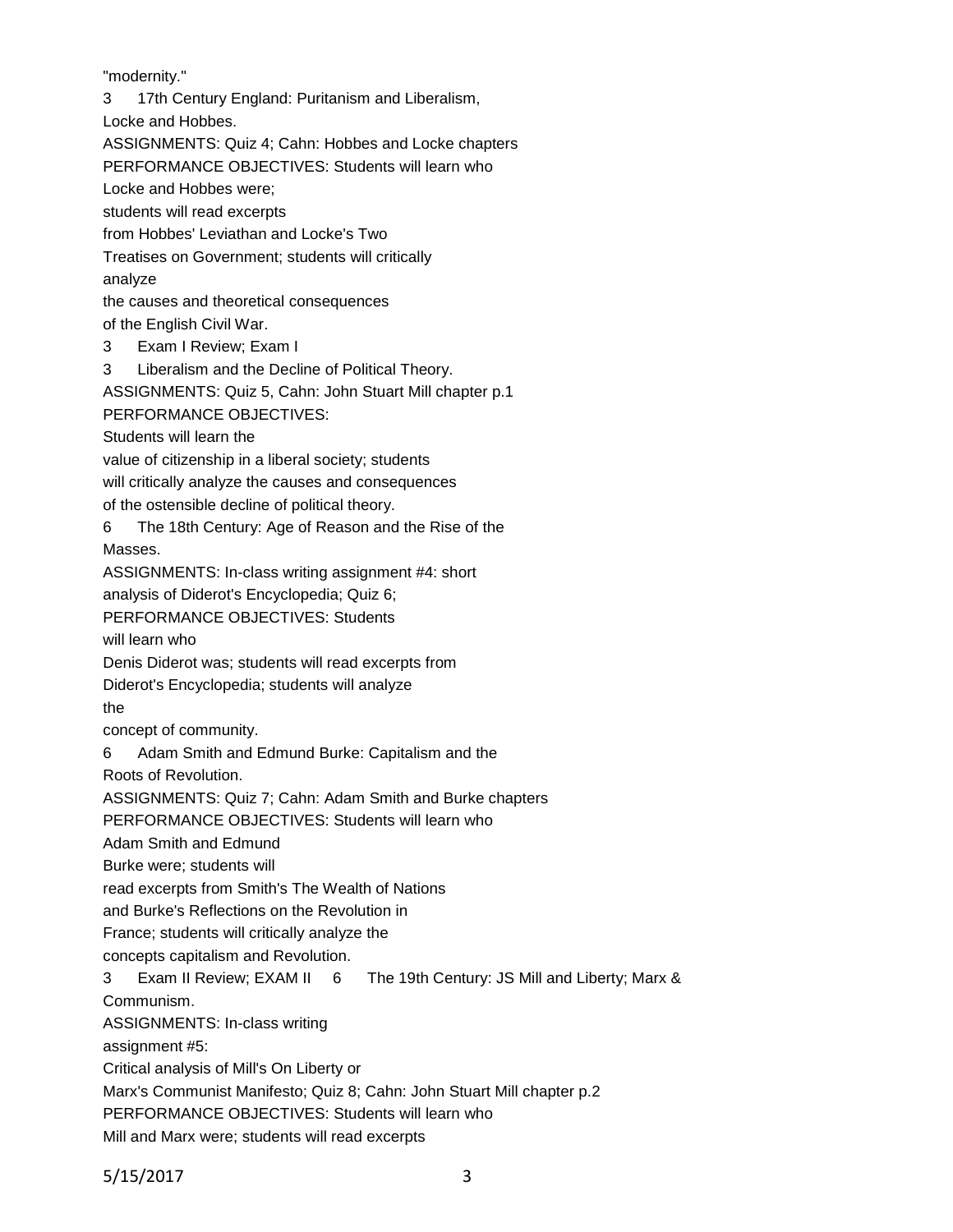"modernity."

3 17th Century England: Puritanism and Liberalism, Locke and Hobbes.
ASSIGNMENTS: Quiz 4; Cahn: Hobbes and Locke chapters
PERFORMANCE OBJECTIVES: Students will learn who Locke and Hobbes were; students will read excerpts from Hobbes' Leviathan and Locke's Two Treatises on Government; students will critically analyze the causes and theoretical consequences of the English Civil War.

3 Exam I Review; Exam I

3 Liberalism and the Decline of Political Theory.
ASSIGNMENTS: Quiz 5, Cahn: John Stuart Mill chapter p.1
PERFORMANCE OBJECTIVES:
Students will learn the value of citizenship in a liberal society; students will critically analyze the causes and consequences of the ostensible decline of political theory.

6 The 18th Century: Age of Reason and the Rise of the Masses.
ASSIGNMENTS: In-class writing assignment #4: short analysis of Diderot's Encyclopedia; Quiz 6;
PERFORMANCE OBJECTIVES: Students will learn who Denis Diderot was; students will read excerpts from Diderot's Encyclopedia; students will analyze the concept of community.

6 Adam Smith and Edmund Burke: Capitalism and the Roots of Revolution.
ASSIGNMENTS: Quiz 7; Cahn: Adam Smith and Burke chapters
PERFORMANCE OBJECTIVES: Students will learn who Adam Smith and Edmund Burke were; students will read excerpts from Smith's The Wealth of Nations and Burke's Reflections on the Revolution in France; students will critically analyze the concepts capitalism and Revolution.

3 Exam II Review; EXAM II

6 The 19th Century: JS Mill and Liberty; Marx & Communism.
ASSIGNMENTS: In-class writing assignment #5:
Critical analysis of Mill's On Liberty or Marx's Communist Manifesto; Quiz 8; Cahn: John Stuart Mill chapter p.2
PERFORMANCE OBJECTIVES: Students will learn who Mill and Marx were; students will read excerpts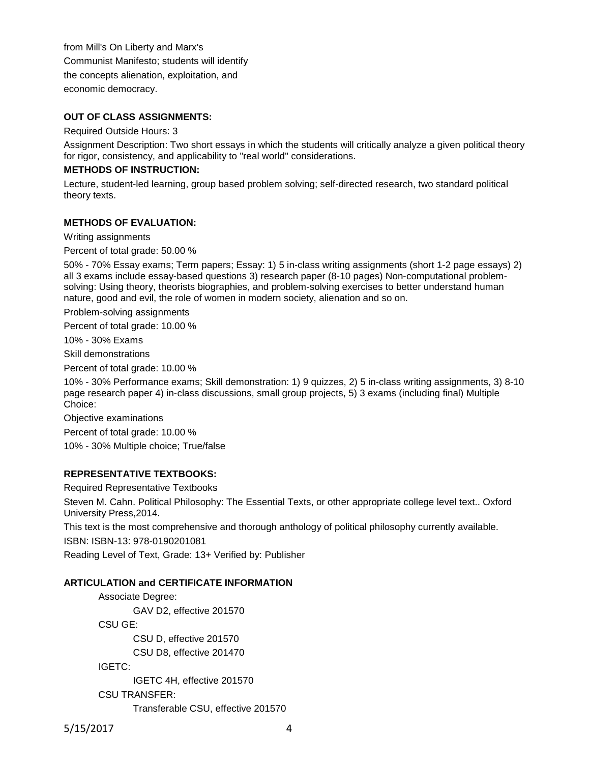from Mill's On Liberty and Marx's Communist Manifesto; students will identify the concepts alienation, exploitation, and economic democracy.

**OUT OF CLASS ASSIGNMENTS:**

Required Outside Hours: 3

Assignment Description: Two short essays in which the students will critically analyze a given political theory for rigor, consistency, and applicability to "real world" considerations.

**METHODS OF INSTRUCTION:**

Lecture, student-led learning, group based problem solving; self-directed research, two standard political theory texts.

**METHODS OF EVALUATION:**

Writing assignments

Percent of total grade: 50.00 %

50% - 70% Essay exams; Term papers; Essay: 1) 5 in-class writing assignments (short 1-2 page essays) 2) all 3 exams include essay-based questions 3) research paper (8-10 pages) Non-computational problem-solving: Using theory, theorists biographies, and problem-solving exercises to better understand human nature, good and evil, the role of women in modern society, alienation and so on.

Problem-solving assignments

Percent of total grade: 10.00 %

10% - 30% Exams

Skill demonstrations

Percent of total grade: 10.00 %

10% - 30% Performance exams; Skill demonstration: 1) 9 quizzes, 2) 5 in-class writing assignments, 3) 8-10 page research paper 4) in-class discussions, small group projects, 5) 3 exams (including final) Multiple Choice:

Objective examinations

Percent of total grade: 10.00 %

10% - 30% Multiple choice; True/false

**REPRESENTATIVE TEXTBOOKS:**

Required Representative Textbooks

Steven M. Cahn. Political Philosophy: The Essential Texts, or other appropriate college level text.. Oxford University Press,2014.

This text is the most comprehensive and thorough anthology of political philosophy currently available.

ISBN: ISBN-13: 978-0190201081

Reading Level of Text, Grade: 13+ Verified by: Publisher

**ARTICULATION and CERTIFICATE INFORMATION**

Associate Degree:

- GAV D2, effective 201570

CSU GE:

- CSU D, effective 201570
- CSU D8, effective 201470

IGETC:

- IGETC 4H, effective 201570

CSU TRANSFER:

- Transferable CSU, effective 201570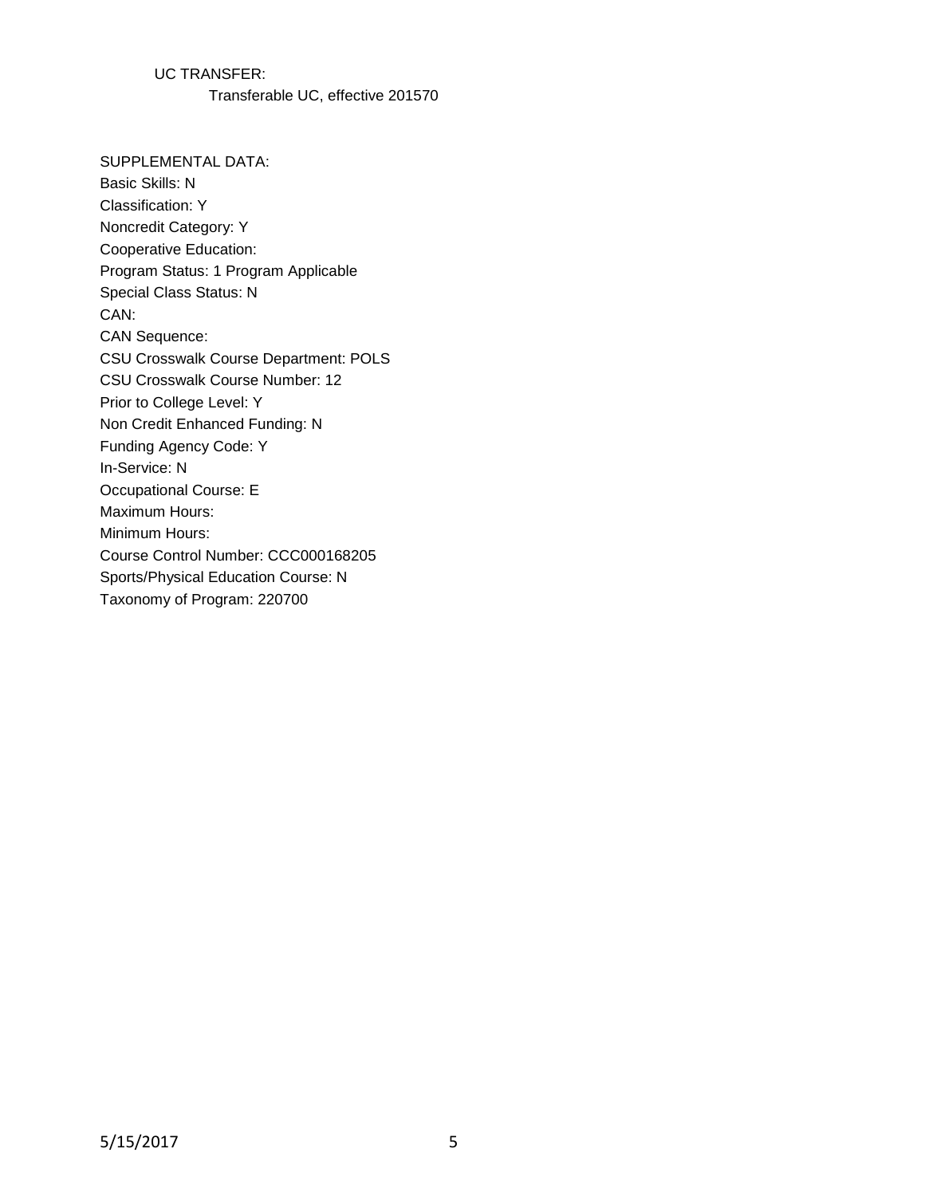UC TRANSFER:

Transferable UC, effective 201570

SUPPLEMENTAL DATA:
Basic Skills: N
Classification: Y
Noncredit Category: Y
Cooperative Education:
Program Status: 1 Program Applicable
Special Class Status: N
CAN:
CAN Sequence:
CSU Crosswalk Course Department: POLS
CSU Crosswalk Course Number: 12
Prior to College Level: Y
Non Credit Enhanced Funding: N
Funding Agency Code: Y
In-Service: N
Occupational Course: E
Maximum Hours:
Minimum Hours:
Course Control Number: CCC000168205
Sports/Physical Education Course: N
Taxonomy of Program: 220700